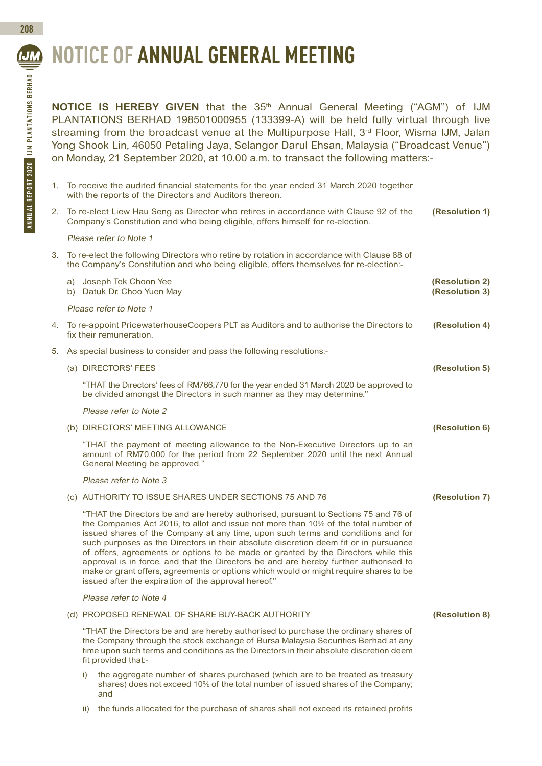# NOTICE OF ANNUAL GENERAL MEETING

**NOTICE IS HEREBY GIVEN** that the 35th Annual General Meeting ("AGM") of IJM PLANTATIONS BERHAD 198501000955 (133399-A) will be held fully virtual through live streaming from the broadcast venue at the Multipurpose Hall, 3rd Floor, Wisma IJM, Jalan Yong Shook Lin, 46050 Petaling Jaya, Selangor Darul Ehsan, Malaysia ("Broadcast Venue") on Monday, 21 September 2020, at 10.00 a.m. to transact the following matters:-

1. To receive the audited financial statements for the year ended 31 March 2020 together with the reports of the Directors and Auditors thereon.

2. To re-elect Liew Hau Seng as Director who retires in accordance with Clause 92 of the Company's Constitution and who being eligible, offers himself for re-election. **(Resolution 1)**

   *Please refer to Note 1*

3. To re-elect the following Directors who retire by rotation in accordance with Clause 88 of the Company's Constitution and who being eligible, offers themselves for re-election:-

   a) Joseph Tek Choon Yee **(Resolution 2)**
   b) Datuk Dr. Choo Yuen May **(Resolution 3)**

   *Please refer to Note 1*

4. To re-appoint PricewaterhouseCoopers PLT as Auditors and to authorise the Directors to fix their remuneration. **(Resolution 4)**

5. As special business to consider and pass the following resolutions:-

   (a) DIRECTORS' FEES **(Resolution 5)**

   "THAT the Directors' fees of RM766,770 for the year ended 31 March 2020 be approved to be divided amongst the Directors in such manner as they may determine."

   *Please refer to Note 2*

   (b) DIRECTORS' MEETING ALLOWANCE **(Resolution 6)**

   "THAT the payment of meeting allowance to the Non-Executive Directors up to an amount of RM70,000 for the period from 22 September 2020 until the next Annual General Meeting be approved."

   *Please refer to Note 3*

   (c) AUTHORITY TO ISSUE SHARES UNDER SECTIONS 75 AND 76 **(Resolution 7)**

   "THAT the Directors be and are hereby authorised, pursuant to Sections 75 and 76 of the Companies Act 2016, to allot and issue not more than 10% of the total number of issued shares of the Company at any time, upon such terms and conditions and for such purposes as the Directors in their absolute discretion deem fit or in pursuance of offers, agreements or options to be made or granted by the Directors while this approval is in force, and that the Directors be and are hereby further authorised to make or grant offers, agreements or options which would or might require shares to be issued after the expiration of the approval hereof."

   *Please refer to Note 4*

   (d) PROPOSED RENEWAL OF SHARE BUY-BACK AUTHORITY **(Resolution 8)**

   "THAT the Directors be and are hereby authorised to purchase the ordinary shares of the Company through the stock exchange of Bursa Malaysia Securities Berhad at any time upon such terms and conditions as the Directors in their absolute discretion deem fit provided that:-

   i) the aggregate number of shares purchased (which are to be treated as treasury shares) does not exceed 10% of the total number of issued shares of the Company; and

   ii) the funds allocated for the purchase of shares shall not exceed its retained profits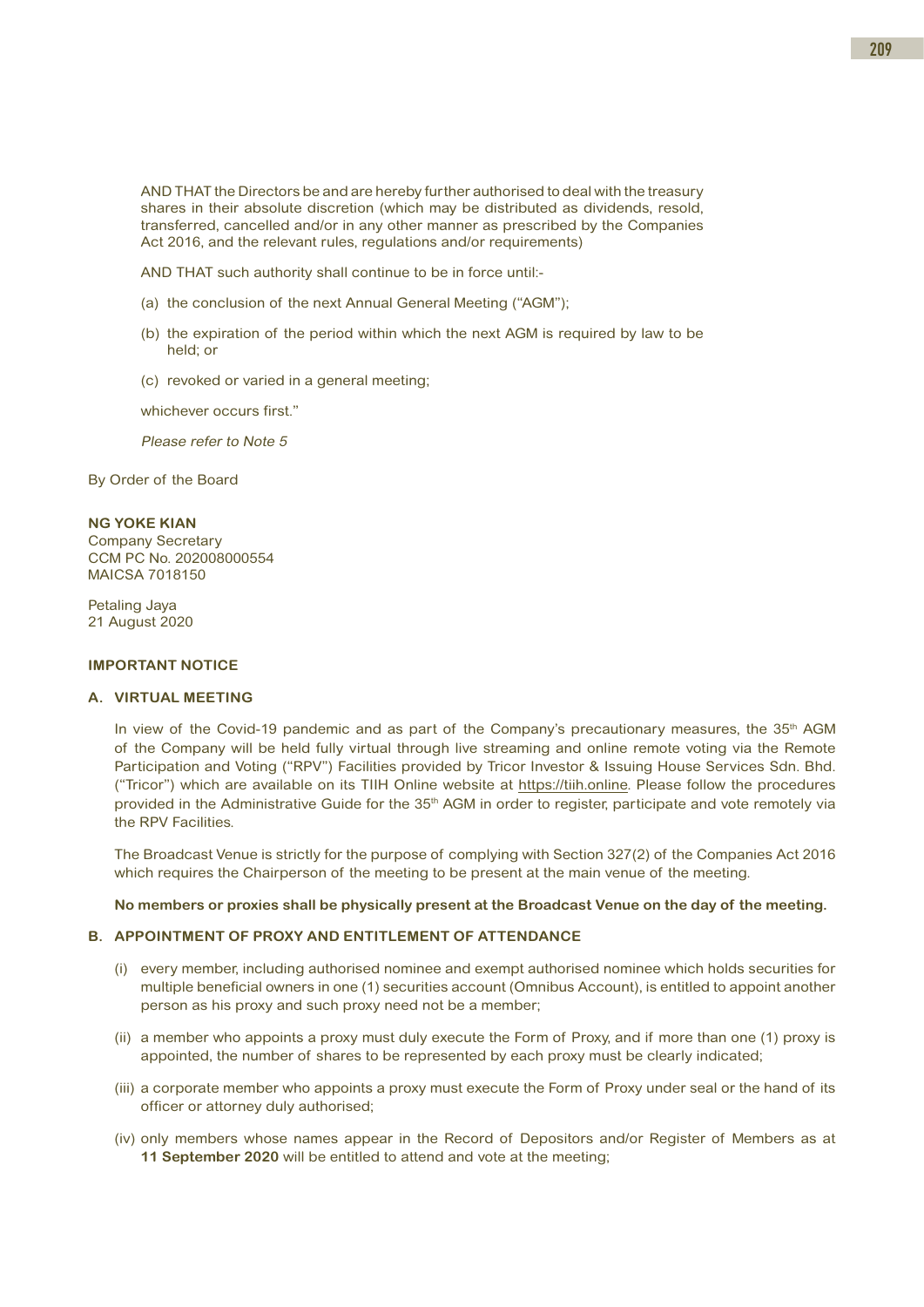AND THAT the Directors be and are hereby further authorised to deal with the treasury shares in their absolute discretion (which may be distributed as dividends, resold, transferred, cancelled and/or in any other manner as prescribed by the Companies Act 2016, and the relevant rules, regulations and/or requirements)

AND THAT such authority shall continue to be in force until:-

(a) the conclusion of the next Annual General Meeting ("AGM");

(b) the expiration of the period within which the next AGM is required by law to be held; or

(c) revoked or varied in a general meeting;

whichever occurs first."

*Please refer to Note 5*

By Order of the Board

**NG YOKE KIAN**
Company Secretary
CCM PC No. 202008000554
MAICSA 7018150

Petaling Jaya
21 August 2020

**IMPORTANT NOTICE**

**A. VIRTUAL MEETING**

In view of the Covid-19 pandemic and as part of the Company's precautionary measures, the 35th AGM of the Company will be held fully virtual through live streaming and online remote voting via the Remote Participation and Voting ("RPV") Facilities provided by Tricor Investor & Issuing House Services Sdn. Bhd. ("Tricor") which are available on its TIIH Online website at https://tiih.online. Please follow the procedures provided in the Administrative Guide for the 35th AGM in order to register, participate and vote remotely via the RPV Facilities.

The Broadcast Venue is strictly for the purpose of complying with Section 327(2) of the Companies Act 2016 which requires the Chairperson of the meeting to be present at the main venue of the meeting.

**No members or proxies shall be physically present at the Broadcast Venue on the day of the meeting.**

**B. APPOINTMENT OF PROXY AND ENTITLEMENT OF ATTENDANCE**

(i) every member, including authorised nominee and exempt authorised nominee which holds securities for multiple beneficial owners in one (1) securities account (Omnibus Account), is entitled to appoint another person as his proxy and such proxy need not be a member;

(ii) a member who appoints a proxy must duly execute the Form of Proxy, and if more than one (1) proxy is appointed, the number of shares to be represented by each proxy must be clearly indicated;

(iii) a corporate member who appoints a proxy must execute the Form of Proxy under seal or the hand of its officer or attorney duly authorised;

(iv) only members whose names appear in the Record of Depositors and/or Register of Members as at **11 September 2020** will be entitled to attend and vote at the meeting;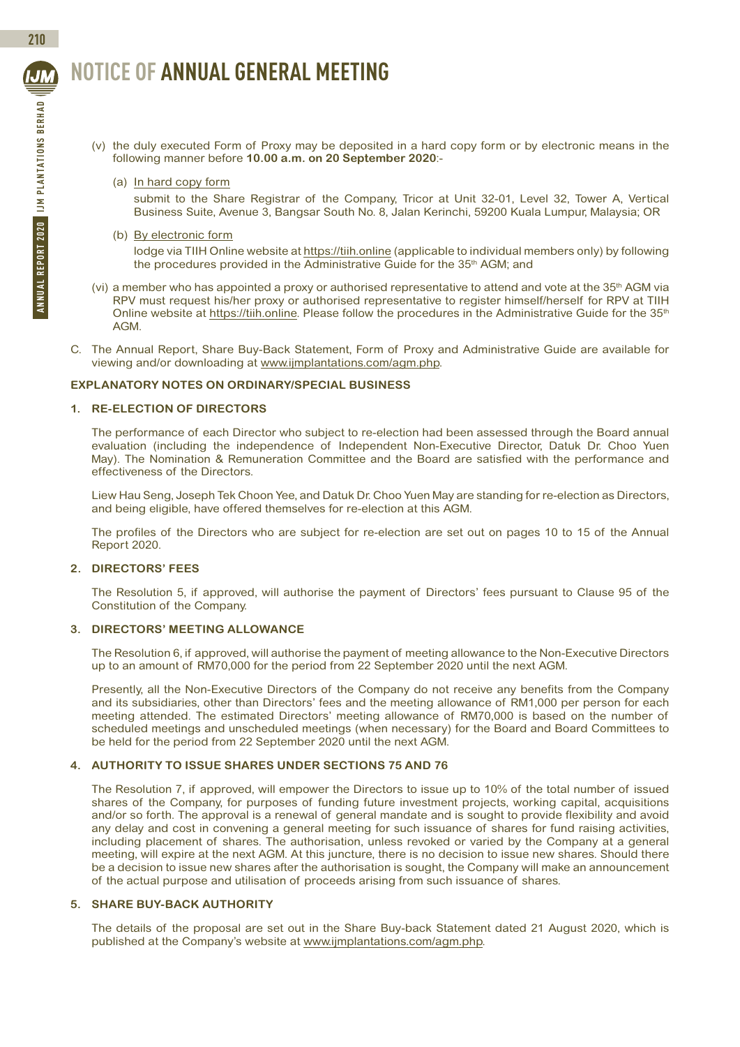# NOTICE OF ANNUAL GENERAL MEETING

(v) the duly executed Form of Proxy may be deposited in a hard copy form or by electronic means in the following manner before **10.00 a.m. on 20 September 2020**:-

(a) In hard copy form

submit to the Share Registrar of the Company, Tricor at Unit 32-01, Level 32, Tower A, Vertical Business Suite, Avenue 3, Bangsar South No. 8, Jalan Kerinchi, 59200 Kuala Lumpur, Malaysia; OR

(b) By electronic form

lodge via TIIH Online website at https://tiih.online (applicable to individual members only) by following the procedures provided in the Administrative Guide for the 35th AGM; and

(vi) a member who has appointed a proxy or authorised representative to attend and vote at the 35th AGM via RPV must request his/her proxy or authorised representative to register himself/herself for RPV at TIIH Online website at https://tiih.online. Please follow the procedures in the Administrative Guide for the 35th AGM.

C. The Annual Report, Share Buy-Back Statement, Form of Proxy and Administrative Guide are available for viewing and/or downloading at www.ijmplantations.com/agm.php.

**EXPLANATORY NOTES ON ORDINARY/SPECIAL BUSINESS**

**1. RE-ELECTION OF DIRECTORS**

The performance of each Director who subject to re-election had been assessed through the Board annual evaluation (including the independence of Independent Non-Executive Director, Datuk Dr. Choo Yuen May). The Nomination & Remuneration Committee and the Board are satisfied with the performance and effectiveness of the Directors.

Liew Hau Seng, Joseph Tek Choon Yee, and Datuk Dr. Choo Yuen May are standing for re-election as Directors, and being eligible, have offered themselves for re-election at this AGM.

The profiles of the Directors who are subject for re-election are set out on pages 10 to 15 of the Annual Report 2020.

**2. DIRECTORS' FEES**

The Resolution 5, if approved, will authorise the payment of Directors' fees pursuant to Clause 95 of the Constitution of the Company.

**3. DIRECTORS' MEETING ALLOWANCE**

The Resolution 6, if approved, will authorise the payment of meeting allowance to the Non-Executive Directors up to an amount of RM70,000 for the period from 22 September 2020 until the next AGM.

Presently, all the Non-Executive Directors of the Company do not receive any benefits from the Company and its subsidiaries, other than Directors' fees and the meeting allowance of RM1,000 per person for each meeting attended. The estimated Directors' meeting allowance of RM70,000 is based on the number of scheduled meetings and unscheduled meetings (when necessary) for the Board and Board Committees to be held for the period from 22 September 2020 until the next AGM.

**4. AUTHORITY TO ISSUE SHARES UNDER SECTIONS 75 AND 76**

The Resolution 7, if approved, will empower the Directors to issue up to 10% of the total number of issued shares of the Company, for purposes of funding future investment projects, working capital, acquisitions and/or so forth. The approval is a renewal of general mandate and is sought to provide flexibility and avoid any delay and cost in convening a general meeting for such issuance of shares for fund raising activities, including placement of shares. The authorisation, unless revoked or varied by the Company at a general meeting, will expire at the next AGM. At this juncture, there is no decision to issue new shares. Should there be a decision to issue new shares after the authorisation is sought, the Company will make an announcement of the actual purpose and utilisation of proceeds arising from such issuance of shares.

**5. SHARE BUY-BACK AUTHORITY**

The details of the proposal are set out in the Share Buy-back Statement dated 21 August 2020, which is published at the Company's website at www.ijmplantations.com/agm.php.